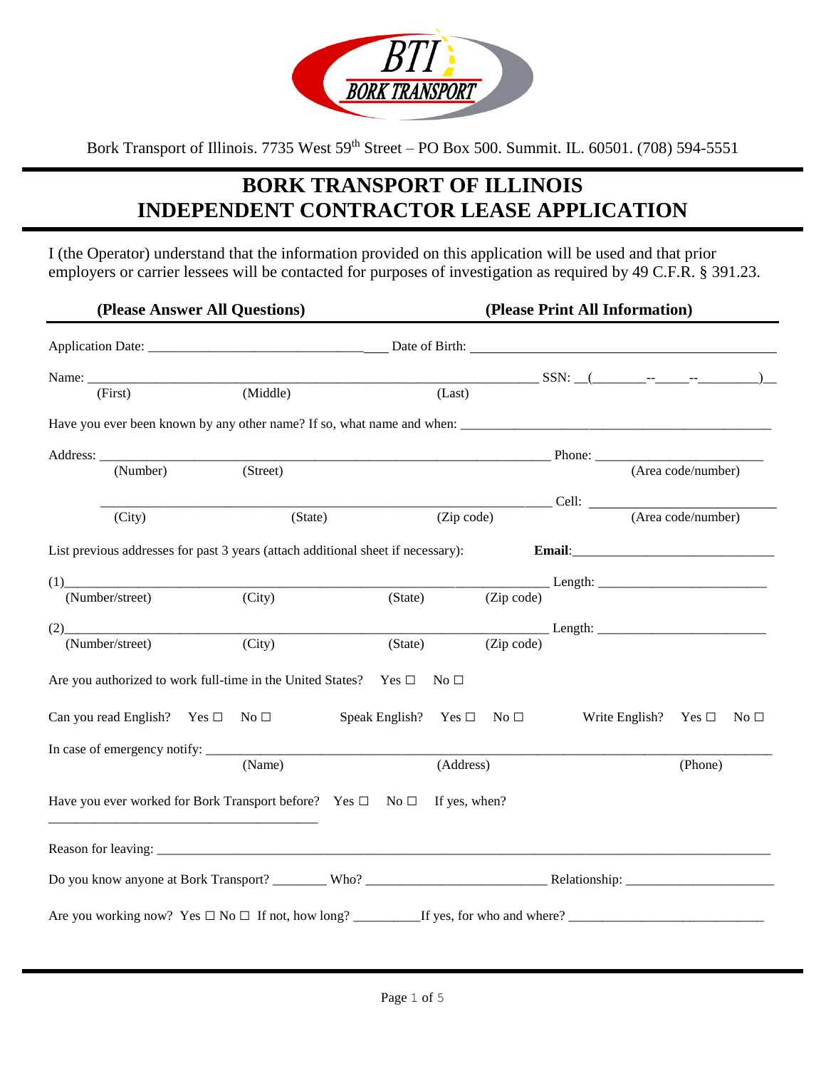Bork Transport of Illinois. 7735 West 59th Street – PO Box 500. Summit. IL. 60501. (708) 594-5551

# BORK TRANSPORT OF ILLINOIS
# INDEPENDENT CONTRACTOR LEASE APPLICATION

I (the Operator) understand that the information provided on this application will be used and that prior employers or carrier lessees will be contacted for purposes of investigation as required by 49 C.F.R. § 391.23.

**(Please Answer All Questions)** **(Please Print All Information)**

Application Date: ______________________________ Date of Birth: ______________________________

Name: ____________________________________________ SSN: __(________--_____--________)__
(First) (Middle) (Last)

Have you ever been known by any other name? If so, what name and when: ______________________________

Address: ____________________________________________ Phone: ________________________
(Number) (Street) (Area code/number)

____________________________________________ Cell: ________________________
(City) (State) (Zip code) (Area code/number)

List previous addresses for past 3 years (attach additional sheet if necessary): **Email**:______________________________

(1)____________________________________________ Length: ________________________
(Number/street) (City) (State) (Zip code)

(2)____________________________________________ Length: ________________________
(Number/street) (City) (State) (Zip code)

Are you authorized to work full-time in the United States? Yes ☐ No ☐

Can you read English? Yes ☐ No ☐ Speak English? Yes ☐ No ☐ Write English? Yes ☐ No ☐

In case of emergency notify: ____________________________________________
(Name) (Address) (Phone)

Have you ever worked for Bork Transport before? Yes ☐ No ☐ If yes, when?
______________________________

Reason for leaving: ____________________________________________

Do you know anyone at Bork Transport? ________ Who? ________________________ Relationship: ____________________

Are you working now? Yes ☐ No ☐ If not, how long? _________If yes, for who and where? ________________________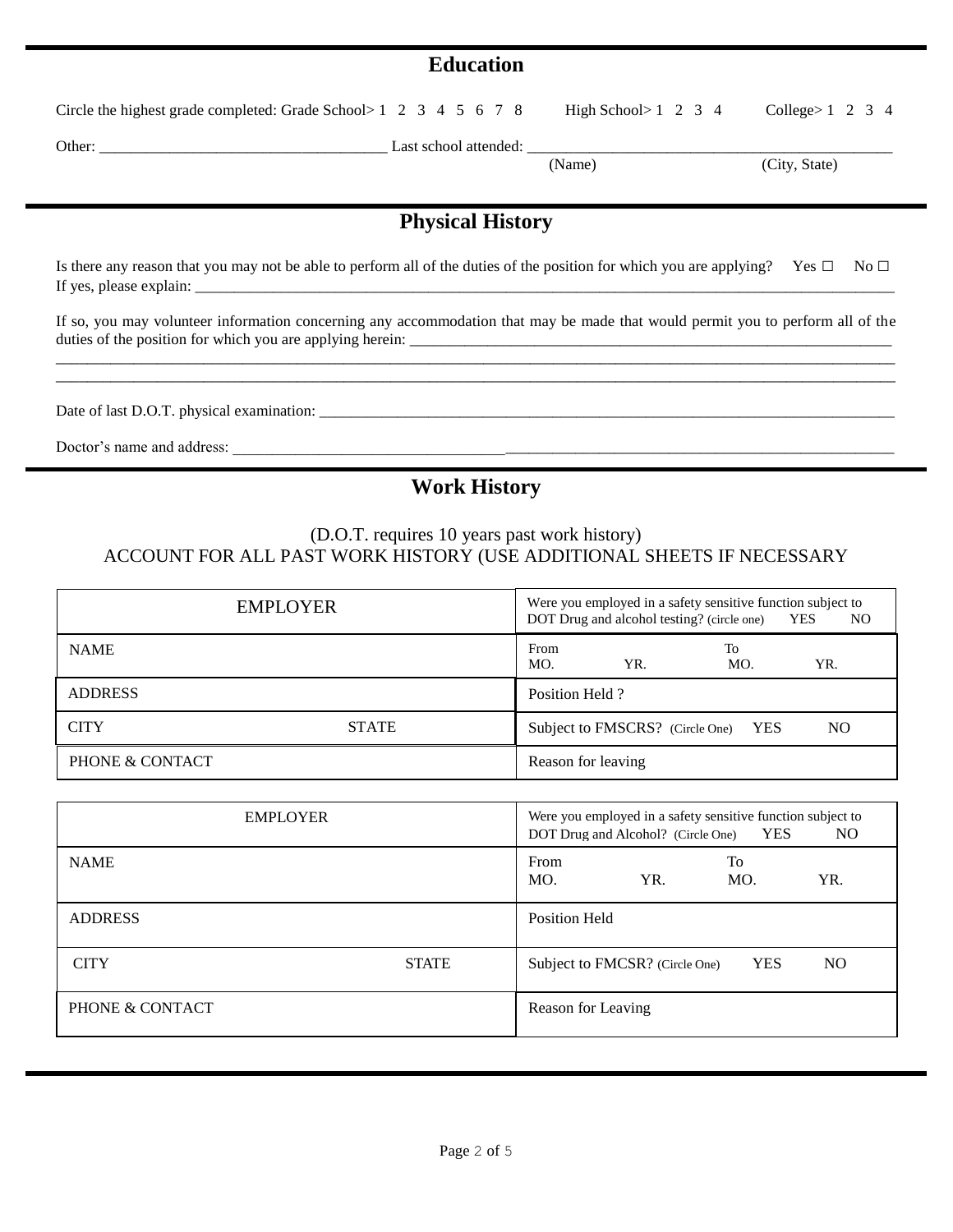## Education

Circle the highest grade completed: Grade School> 1 2 3 4 5 6 7 8 High School> 1 2 3 4 College> 1 2 3 4

Other: ____________________________________ Last school attended: ______________________________________________
(Name) (City, State)

## Physical History

Is there any reason that you may not be able to perform all of the duties of the position for which you are applying? Yes ☐ No ☐
If yes, please explain: ______________________________________________________________________________________________

If so, you may volunteer information concerning any accommodation that may be made that would permit you to perform all of the duties of the position for which you are applying herein: ________________________________________________________________
______________________________________________________________________________________________________________
______________________________________________________________________________________________________________

Date of last D.O.T. physical examination: _________________________________________________________________________

Doctor's name and address: ____________________________________________________________________________________

## Work History

(D.O.T. requires 10 years past work history)
ACCOUNT FOR ALL PAST WORK HISTORY (USE ADDITIONAL SHEETS IF NECESSARY

| EMPLOYER | Were you employed in a safety sensitive function subject to DOT Drug and alcohol testing? (circle one) YES NO |
|---|---|
| NAME | From MO. YR. To MO. YR. |
| ADDRESS | Position Held ? |
| CITY STATE | Subject to FMSCRS? (Circle One) YES NO |
| PHONE & CONTACT | Reason for leaving |

| EMPLOYER | Were you employed in a safety sensitive function subject to DOT Drug and Alcohol? (Circle One) YES NO |
|---|---|
| NAME | From MO. YR. To MO. YR. |
| ADDRESS | Position Held |
| CITY STATE | Subject to FMCSR? (Circle One) YES NO |
| PHONE & CONTACT | Reason for Leaving |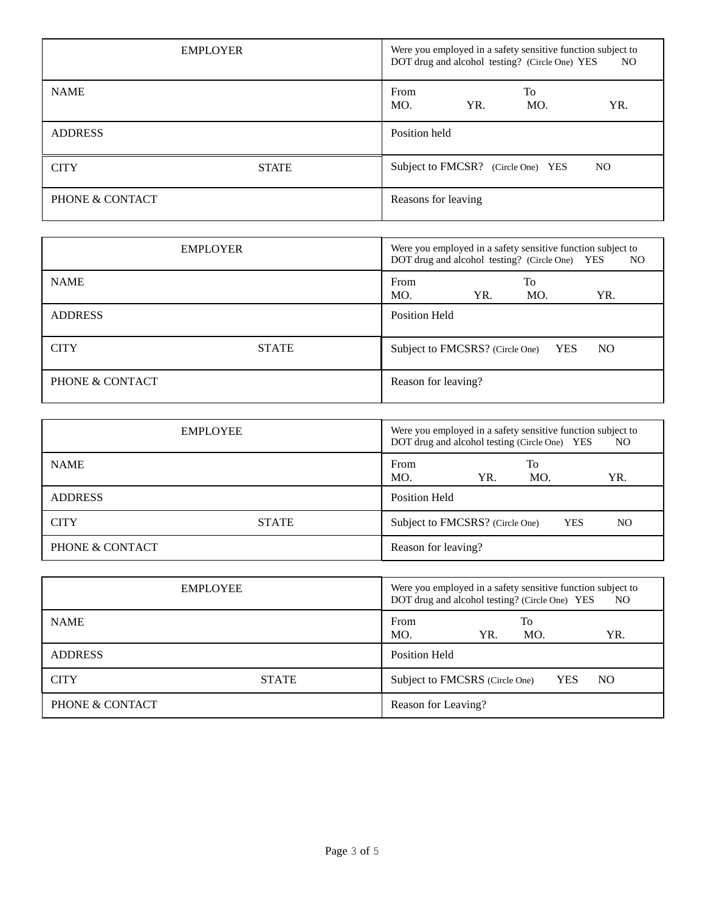| EMPLOYER | Were you employed in a safety sensitive function subject to DOT drug and alcohol testing? (Circle One) YES NO |
| --- | --- |
| NAME | From MO. YR. To MO. YR. |
| ADDRESS | Position held |
| CITY STATE | Subject to FMCSR? (Circle One) YES NO |
| PHONE & CONTACT | Reasons for leaving |

| EMPLOYER | Were you employed in a safety sensitive function subject to DOT drug and alcohol testing? (Circle One) YES NO |
| --- | --- |
| NAME | From MO. YR. To MO. YR. |
| ADDRESS | Position Held |
| CITY STATE | Subject to FMCSRS? (Circle One) YES NO |
| PHONE & CONTACT | Reason for leaving? |

| EMPLOYEE | Were you employed in a safety sensitive function subject to DOT drug and alcohol testing (Circle One) YES NO |
| --- | --- |
| NAME | From MO. YR. To MO. YR. |
| ADDRESS | Position Held |
| CITY STATE | Subject to FMCSRS? (Circle One) YES NO |
| PHONE & CONTACT | Reason for leaving? |

| EMPLOYEE | Were you employed in a safety sensitive function subject to DOT drug and alcohol testing? (Circle One) YES NO |
| --- | --- |
| NAME | From MO. YR. To MO. YR. |
| ADDRESS | Position Held |
| CITY STATE | Subject to FMCSRS (Circle One) YES NO |
| PHONE & CONTACT | Reason for Leaving? |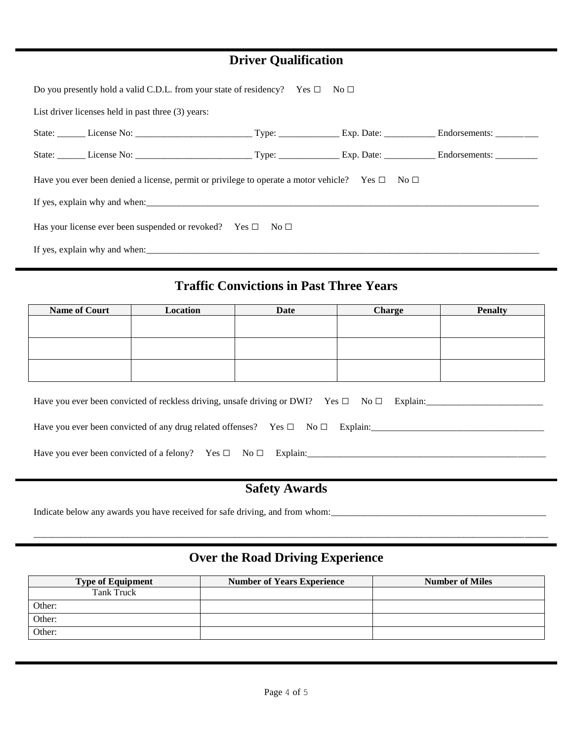## Driver Qualification

Do you presently hold a valid C.D.L. from your state of residency? Yes ☐ No ☐

List driver licenses held in past three (3) years:

State: ______ License No: _________________________ Type: _____________ Exp. Date: ___________ Endorsements: _________

State: ______ License No: _________________________ Type: _____________ Exp. Date: ___________ Endorsements: _________

Have you ever been denied a license, permit or privilege to operate a motor vehicle? Yes ☐ No ☐

If yes, explain why and when:_______________________________________________________________________________________

Has your license ever been suspended or revoked? Yes ☐ No ☐

If yes, explain why and when:_______________________________________________________________________________________

## Traffic Convictions in Past Three Years

| Name of Court | Location | Date | Charge | Penalty |
|---|---|---|---|---|
| | | | | |
| | | | | |
| | | | | |

Have you ever been convicted of reckless driving, unsafe driving or DWI? Yes ☐ No ☐ Explain:_________________________

Have you ever been convicted of any drug related offenses? Yes ☐ No ☐ Explain:_____________________________________

Have you ever been convicted of a felony? Yes ☐ No ☐ Explain:______________________________________________________

## Safety Awards

Indicate below any awards you have received for safe driving, and from whom:_______________________________________________

_____________________________________________________________________________________________________________

## Over the Road Driving Experience

| Type of Equipment | Number of Years Experience | Number of Miles |
|---|---|---|
| Tank Truck | | |
| Other: | | |
| Other: | | |
| Other: | | |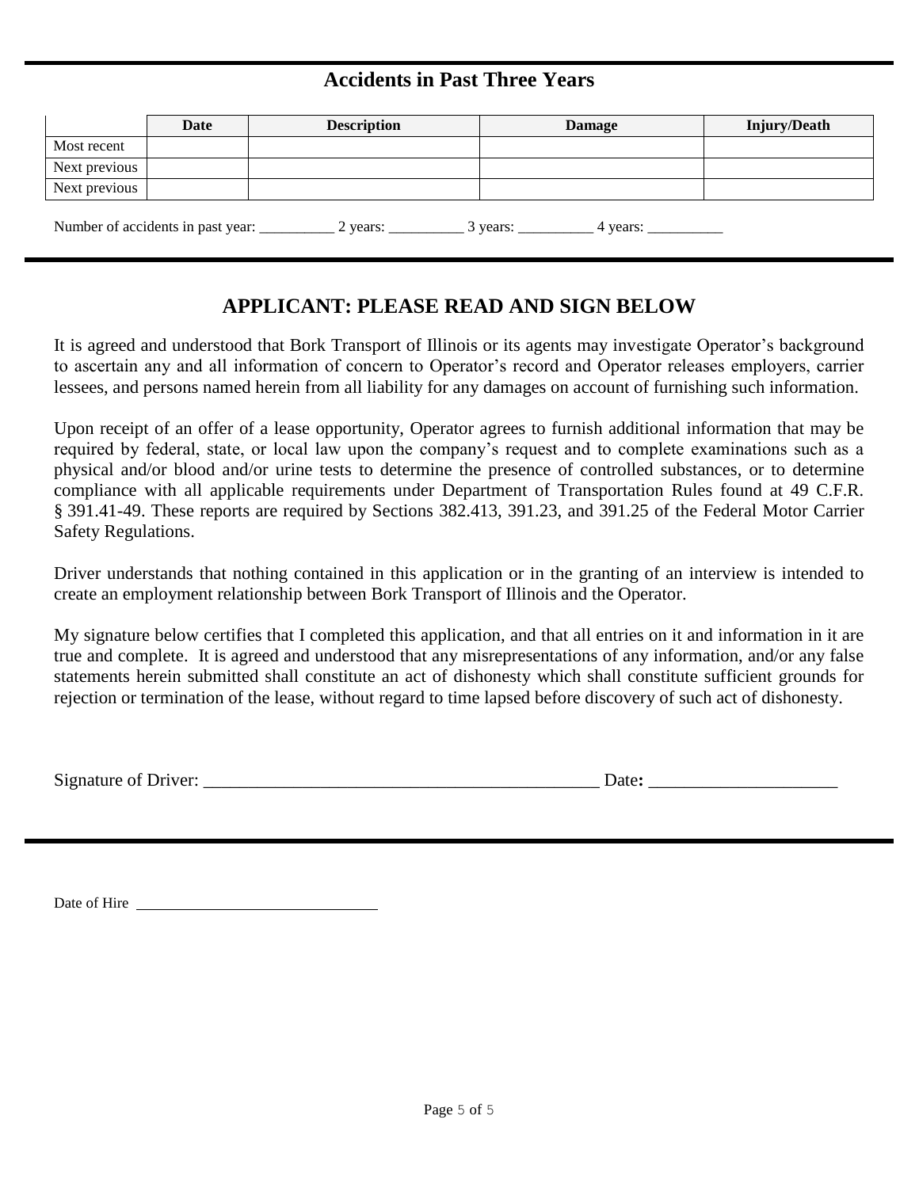## Accidents in Past Three Years

| | Date | Description | Damage | Injury/Death |
|---|---|---|---|---|
| Most recent | | | | |
| Next previous | | | | |
| Next previous | | | | |

Number of accidents in past year: __________ 2 years: __________ 3 years: __________ 4 years: __________

## APPLICANT: PLEASE READ AND SIGN BELOW

It is agreed and understood that Bork Transport of Illinois or its agents may investigate Operator's background to ascertain any and all information of concern to Operator's record and Operator releases employers, carrier lessees, and persons named herein from all liability for any damages on account of furnishing such information.

Upon receipt of an offer of a lease opportunity, Operator agrees to furnish additional information that may be required by federal, state, or local law upon the company's request and to complete examinations such as a physical and/or blood and/or urine tests to determine the presence of controlled substances, or to determine compliance with all applicable requirements under Department of Transportation Rules found at 49 C.F.R. § 391.41-49. These reports are required by Sections 382.413, 391.23, and 391.25 of the Federal Motor Carrier Safety Regulations.

Driver understands that nothing contained in this application or in the granting of an interview is intended to create an employment relationship between Bork Transport of Illinois and the Operator.

My signature below certifies that I completed this application, and that all entries on it and information in it are true and complete. It is agreed and understood that any misrepresentations of any information, and/or any false statements herein submitted shall constitute an act of dishonesty which shall constitute sufficient grounds for rejection or termination of the lease, without regard to time lapsed before discovery of such act of dishonesty.

Signature of Driver: ____________________________________________ **Date:** ____________________

Date of Hire ______________________________